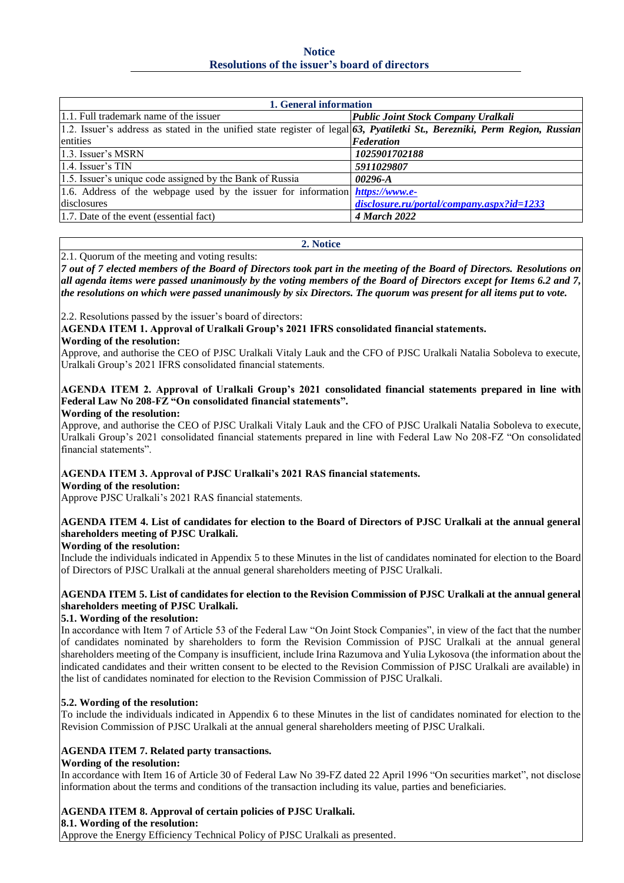**Notice**
**Resolutions of the issuer's board of directors**

| 1. General information | |
|---|---|
| 1.1. Full trademark name of the issuer | ***Public Joint Stock Company Uralkali*** |
| 1.2. Issuer's address as stated in the unified state register of legal entities | ***63, Pyatiletki St., Berezniki, Perm Region, Russian Federation*** |
| 1.3. Issuer's MSRN | ***1025901702188*** |
| 1.4. Issuer's TIN | ***5911029807*** |
| 1.5. Issuer's unique code assigned by the Bank of Russia | ***00296-A*** |
| 1.6. Address of the webpage used by the issuer for information disclosures | ***https://www.e-disclosure.ru/portal/company.aspx?id=1233*** |
| 1.7. Date of the event (essential fact) | ***4 March 2022*** |

**2. Notice**

2.1. Quorum of the meeting and voting results:

***7 out of 7 elected members of the Board of Directors took part in the meeting of the Board of Directors. Resolutions on all agenda items were passed unanimously by the voting members of the Board of Directors except for Items 6.2 and 7, the resolutions on which were passed unanimously by six Directors. The quorum was present for all items put to vote.***

2.2. Resolutions passed by the issuer's board of directors:

**AGENDA ITEM 1. Approval of Uralkali Group's 2021 IFRS consolidated financial statements.**

**Wording of the resolution:**

Approve, and authorise the CEO of PJSC Uralkali Vitaly Lauk and the CFO of PJSC Uralkali Natalia Soboleva to execute, Uralkali Group's 2021 IFRS consolidated financial statements.

**AGENDA ITEM 2. Approval of Uralkali Group's 2021 consolidated financial statements prepared in line with Federal Law No 208-FZ "On consolidated financial statements".**

**Wording of the resolution:**

Approve, and authorise the CEO of PJSC Uralkali Vitaly Lauk and the CFO of PJSC Uralkali Natalia Soboleva to execute, Uralkali Group's 2021 consolidated financial statements prepared in line with Federal Law No 208-FZ "On consolidated financial statements".

**AGENDA ITEM 3. Approval of PJSC Uralkali's 2021 RAS financial statements.**

**Wording of the resolution:**

Approve PJSC Uralkali's 2021 RAS financial statements.

**AGENDA ITEM 4. List of candidates for election to the Board of Directors of PJSC Uralkali at the annual general shareholders meeting of PJSC Uralkali.**

**Wording of the resolution:**

Include the individuals indicated in Appendix 5 to these Minutes in the list of candidates nominated for election to the Board of Directors of PJSC Uralkali at the annual general shareholders meeting of PJSC Uralkali.

**AGENDA ITEM 5. List of candidates for election to the Revision Commission of PJSC Uralkali at the annual general shareholders meeting of PJSC Uralkali.**

**5.1. Wording of the resolution:**

In accordance with Item 7 of Article 53 of the Federal Law "On Joint Stock Companies", in view of the fact that the number of candidates nominated by shareholders to form the Revision Commission of PJSC Uralkali at the annual general shareholders meeting of the Company is insufficient, include Irina Razumova and Yulia Lykosova (the information about the indicated candidates and their written consent to be elected to the Revision Commission of PJSC Uralkali are available) in the list of candidates nominated for election to the Revision Commission of PJSC Uralkali.

**5.2. Wording of the resolution:**

To include the individuals indicated in Appendix 6 to these Minutes in the list of candidates nominated for election to the Revision Commission of PJSC Uralkali at the annual general shareholders meeting of PJSC Uralkali.

**AGENDA ITEM 7. Related party transactions.**

**Wording of the resolution:**

In accordance with Item 16 of Article 30 of Federal Law No 39-FZ dated 22 April 1996 "On securities market", not disclose information about the terms and conditions of the transaction including its value, parties and beneficiaries.

**AGENDA ITEM 8. Approval of certain policies of PJSC Uralkali.**

**8.1. Wording of the resolution:**

Approve the Energy Efficiency Technical Policy of PJSC Uralkali as presented.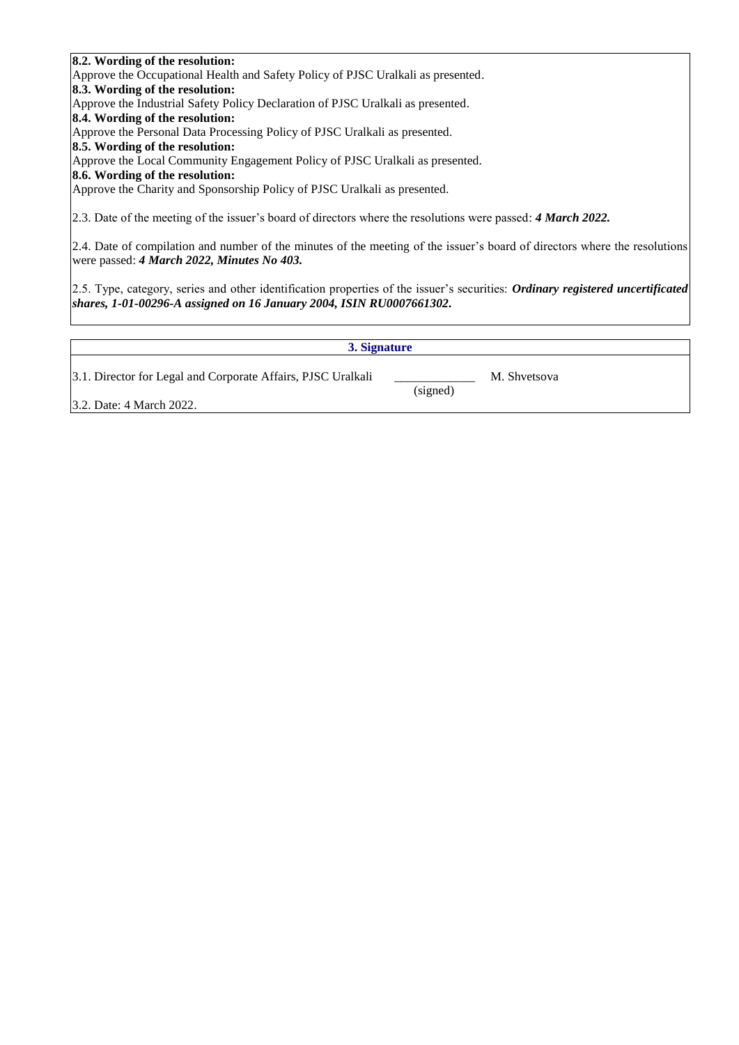**8.2. Wording of the resolution:**
Approve the Occupational Health and Safety Policy of PJSC Uralkali as presented.
**8.3. Wording of the resolution:**
Approve the Industrial Safety Policy Declaration of PJSC Uralkali as presented.
**8.4. Wording of the resolution:**
Approve the Personal Data Processing Policy of PJSC Uralkali as presented.
**8.5. Wording of the resolution:**
Approve the Local Community Engagement Policy of PJSC Uralkali as presented.
**8.6. Wording of the resolution:**
Approve the Charity and Sponsorship Policy of PJSC Uralkali as presented.

2.3. Date of the meeting of the issuer's board of directors where the resolutions were passed: ***4 March 2022.***

2.4. Date of compilation and number of the minutes of the meeting of the issuer's board of directors where the resolutions were passed: ***4 March 2022, Minutes No 403.***

2.5. Type, category, series and other identification properties of the issuer's securities: ***Ordinary registered uncertificated shares, 1-01-00296-A assigned on 16 January 2004, ISIN RU0007661302.***

**3. Signature**

3.1. Director for Legal and Corporate Affairs, PJSC Uralkali _____________ (signed) M. Shvetsova

3.2. Date: 4 March 2022.